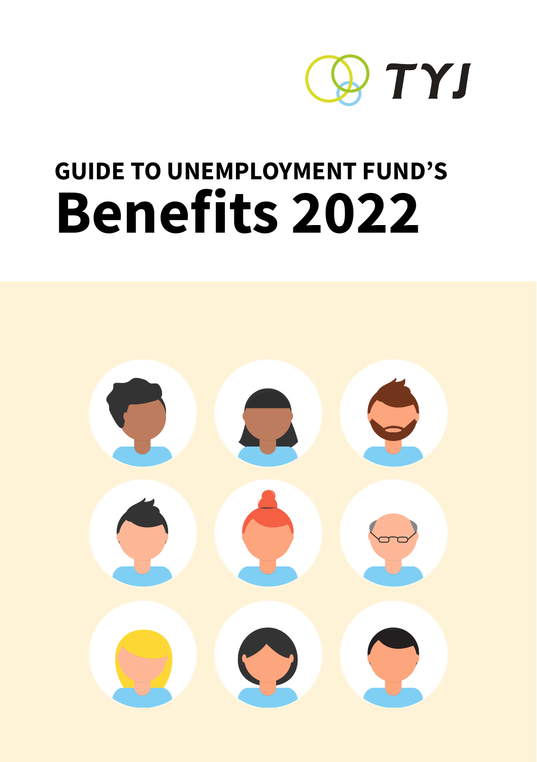TYJ

# GUIDE TO UNEMPLOYMENT FUND'S
# Benefits 2022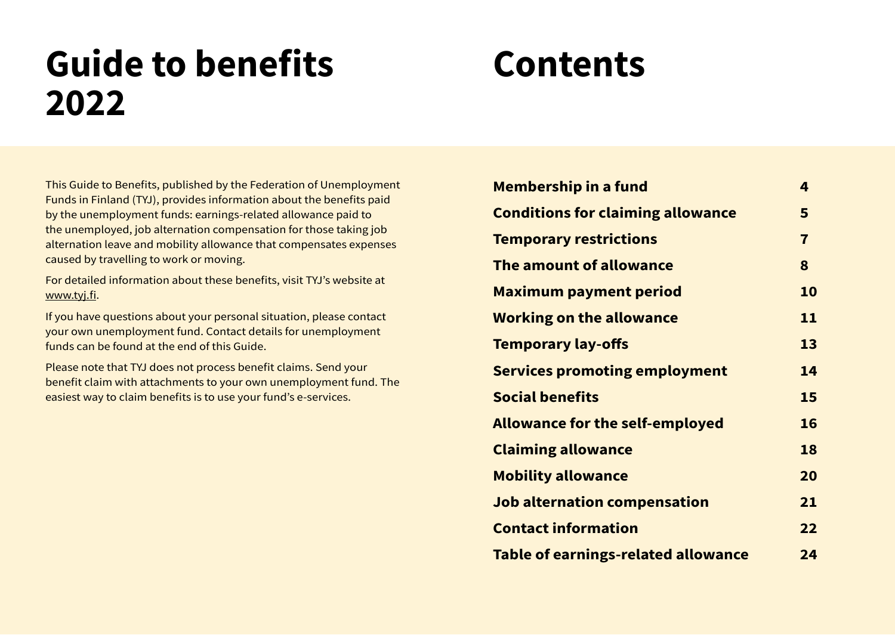# Guide to benefits 2022

This Guide to Benefits, published by the Federation of Unemployment Funds in Finland (TYJ), provides information about the benefits paid by the unemployment funds: earnings-related allowance paid to the unemployed, job alternation compensation for those taking job alternation leave and mobility allowance that compensates expenses caused by travelling to work or moving.

For detailed information about these benefits, visit TYJ's website at www.tyj.fi.

If you have questions about your personal situation, please contact your own unemployment fund. Contact details for unemployment funds can be found at the end of this Guide.

Please note that TYJ does not process benefit claims. Send your benefit claim with attachments to your own unemployment fund. The easiest way to claim benefits is to use your fund's e-services.

# Contents

| | |
|---|---|
| **Membership in a fund** | **4** |
| **Conditions for claiming allowance** | **5** |
| **Temporary restrictions** | **7** |
| **The amount of allowance** | **8** |
| **Maximum payment period** | **10** |
| **Working on the allowance** | **11** |
| **Temporary lay-offs** | **13** |
| **Services promoting employment** | **14** |
| **Social benefits** | **15** |
| **Allowance for the self-employed** | **16** |
| **Claiming allowance** | **18** |
| **Mobility allowance** | **20** |
| **Job alternation compensation** | **21** |
| **Contact information** | **22** |
| **Table of earnings-related allowance** | **24** |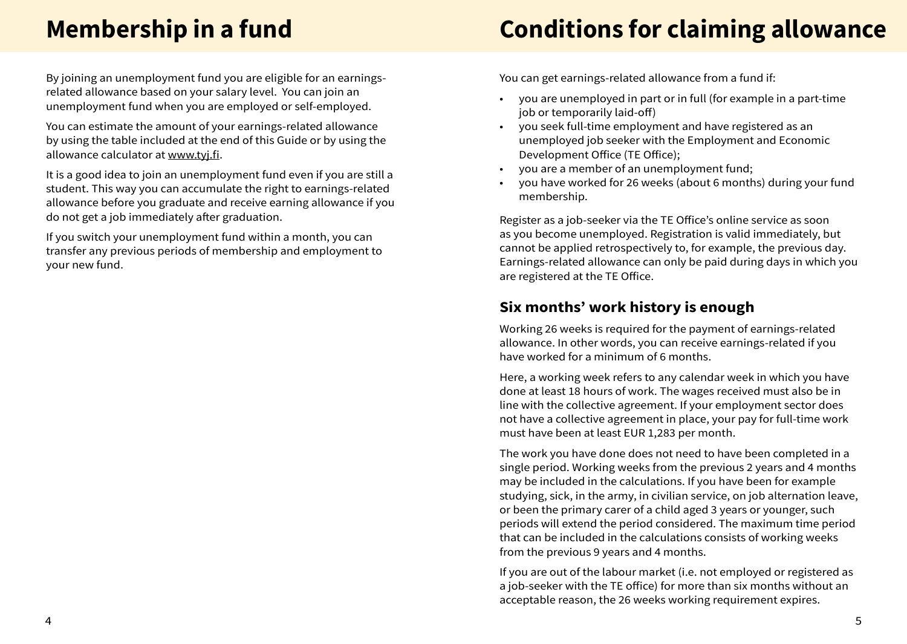# Membership in a fund

By joining an unemployment fund you are eligible for an earnings-related allowance based on your salary level. You can join an unemployment fund when you are employed or self-employed.

You can estimate the amount of your earnings-related allowance by using the table included at the end of this Guide or by using the allowance calculator at www.tyj.fi.

It is a good idea to join an unemployment fund even if you are still a student. This way you can accumulate the right to earnings-related allowance before you graduate and receive earning allowance if you do not get a job immediately after graduation.

If you switch your unemployment fund within a month, you can transfer any previous periods of membership and employment to your new fund.

# Conditions for claiming allowance

You can get earnings-related allowance from a fund if:

- you are unemployed in part or in full (for example in a part-time job or temporarily laid-off)
- you seek full-time employment and have registered as an unemployed job seeker with the Employment and Economic Development Office (TE Office);
- you are a member of an unemployment fund;
- you have worked for 26 weeks (about 6 months) during your fund membership.

Register as a job-seeker via the TE Office's online service as soon as you become unemployed. Registration is valid immediately, but cannot be applied retrospectively to, for example, the previous day. Earnings-related allowance can only be paid during days in which you are registered at the TE Office.

## Six months' work history is enough

Working 26 weeks is required for the payment of earnings-related allowance. In other words, you can receive earnings-related if you have worked for a minimum of 6 months.

Here, a working week refers to any calendar week in which you have done at least 18 hours of work. The wages received must also be in line with the collective agreement. If your employment sector does not have a collective agreement in place, your pay for full-time work must have been at least EUR 1,283 per month.

The work you have done does not need to have been completed in a single period. Working weeks from the previous 2 years and 4 months may be included in the calculations. If you have been for example studying, sick, in the army, in civilian service, on job alternation leave, or been the primary carer of a child aged 3 years or younger, such periods will extend the period considered. The maximum time period that can be included in the calculations consists of working weeks from the previous 9 years and 4 months.

If you are out of the labour market (i.e. not employed or registered as a job-seeker with the TE office) for more than six months without an acceptable reason, the 26 weeks working requirement expires.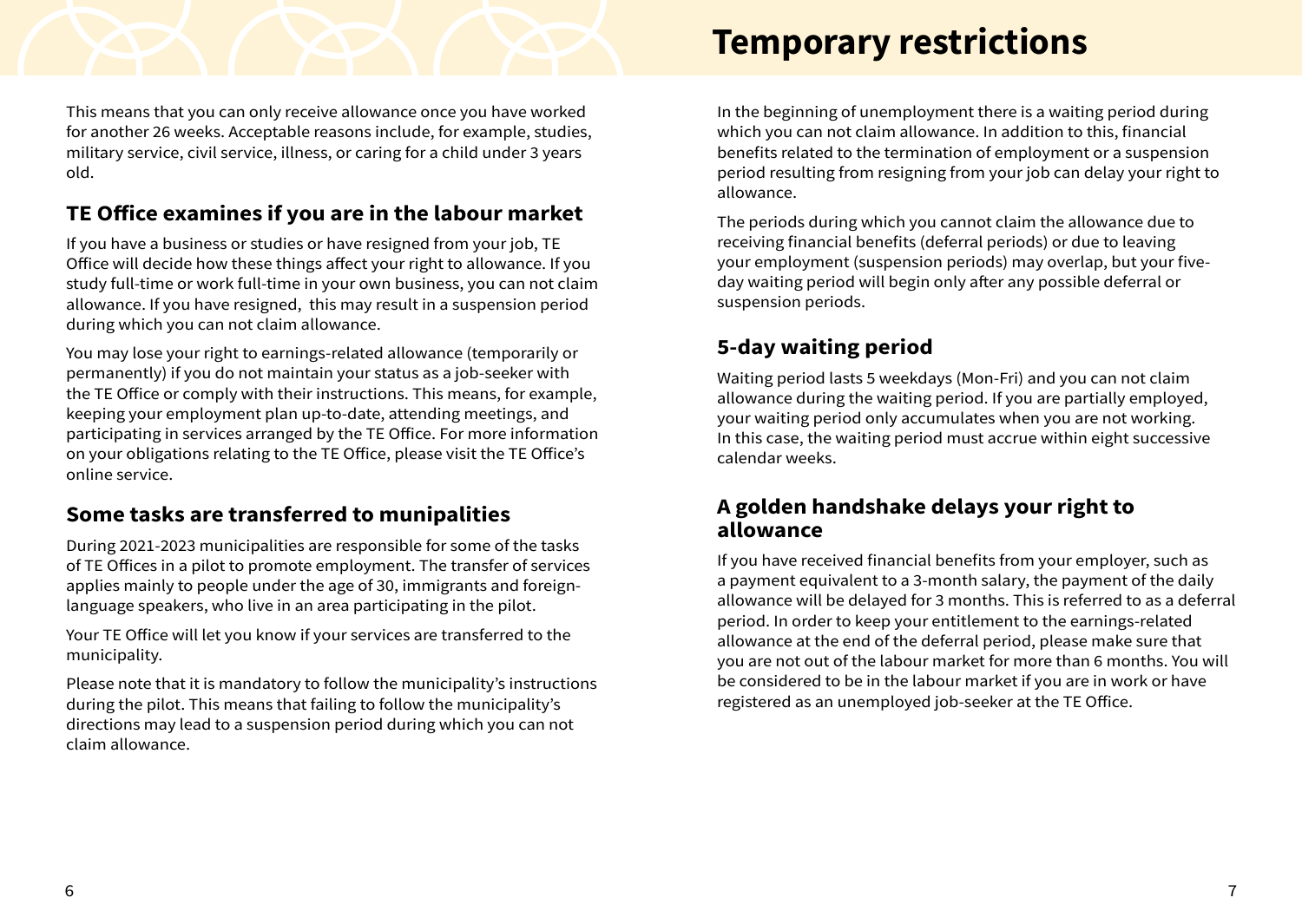This means that you can only receive allowance once you have worked for another 26 weeks. Acceptable reasons include, for example, studies, military service, civil service, illness, or caring for a child under 3 years old.

## TE Office examines if you are in the labour market

If you have a business or studies or have resigned from your job, TE Office will decide how these things affect your right to allowance. If you study full-time or work full-time in your own business, you can not claim allowance. If you have resigned, this may result in a suspension period during which you can not claim allowance.

You may lose your right to earnings-related allowance (temporarily or permanently) if you do not maintain your status as a job-seeker with the TE Office or comply with their instructions. This means, for example, keeping your employment plan up-to-date, attending meetings, and participating in services arranged by the TE Office. For more information on your obligations relating to the TE Office, please visit the TE Office's online service.

## Some tasks are transferred to munipalities

During 2021-2023 municipalities are responsible for some of the tasks of TE Offices in a pilot to promote employment. The transfer of services applies mainly to people under the age of 30, immigrants and foreign-language speakers, who live in an area participating in the pilot.

Your TE Office will let you know if your services are transferred to the municipality.

Please note that it is mandatory to follow the municipality's instructions during the pilot. This means that failing to follow the municipality's directions may lead to a suspension period during which you can not claim allowance.

# Temporary restrictions

In the beginning of unemployment there is a waiting period during which you can not claim allowance. In addition to this, financial benefits related to the termination of employment or a suspension period resulting from resigning from your job can delay your right to allowance.

The periods during which you cannot claim the allowance due to receiving financial benefits (deferral periods) or due to leaving your employment (suspension periods) may overlap, but your five-day waiting period will begin only after any possible deferral or suspension periods.

## 5-day waiting period

Waiting period lasts 5 weekdays (Mon-Fri) and you can not claim allowance during the waiting period. If you are partially employed, your waiting period only accumulates when you are not working. In this case, the waiting period must accrue within eight successive calendar weeks.

## A golden handshake delays your right to allowance

If you have received financial benefits from your employer, such as a payment equivalent to a 3-month salary, the payment of the daily allowance will be delayed for 3 months. This is referred to as a deferral period. In order to keep your entitlement to the earnings-related allowance at the end of the deferral period, please make sure that you are not out of the labour market for more than 6 months. You will be considered to be in the labour market if you are in work or have registered as an unemployed job-seeker at the TE Office.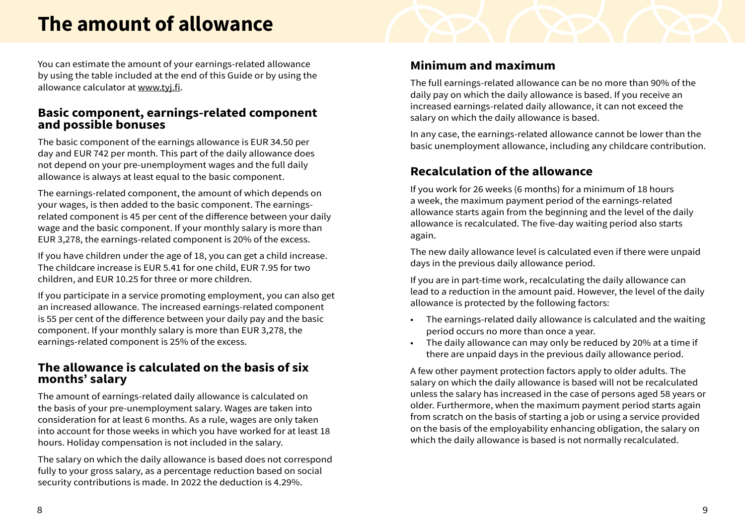# The amount of allowance

You can estimate the amount of your earnings-related allowance by using the table included at the end of this Guide or by using the allowance calculator at www.tyj.fi.

## Basic component, earnings-related component and possible bonuses

The basic component of the earnings allowance is EUR 34.50 per day and EUR 742 per month. This part of the daily allowance does not depend on your pre-unemployment wages and the full daily allowance is always at least equal to the basic component.

The earnings-related component, the amount of which depends on your wages, is then added to the basic component. The earnings-related component is 45 per cent of the difference between your daily wage and the basic component. If your monthly salary is more than EUR 3,278, the earnings-related component is 20% of the excess.

If you have children under the age of 18, you can get a child increase. The childcare increase is EUR 5.41 for one child, EUR 7.95 for two children, and EUR 10.25 for three or more children.

If you participate in a service promoting employment, you can also get an increased allowance. The increased earnings-related component is 55 per cent of the difference between your daily pay and the basic component. If your monthly salary is more than EUR 3,278, the earnings-related component is 25% of the excess.

## The allowance is calculated on the basis of six months' salary

The amount of earnings-related daily allowance is calculated on the basis of your pre-unemployment salary. Wages are taken into consideration for at least 6 months. As a rule, wages are only taken into account for those weeks in which you have worked for at least 18 hours. Holiday compensation is not included in the salary.

The salary on which the daily allowance is based does not correspond fully to your gross salary, as a percentage reduction based on social security contributions is made. In 2022 the deduction is 4.29%.

## Minimum and maximum

The full earnings-related allowance can be no more than 90% of the daily pay on which the daily allowance is based. If you receive an increased earnings-related daily allowance, it can not exceed the salary on which the daily allowance is based.

In any case, the earnings-related allowance cannot be lower than the basic unemployment allowance, including any childcare contribution.

## Recalculation of the allowance

If you work for 26 weeks (6 months) for a minimum of 18 hours a week, the maximum payment period of the earnings-related allowance starts again from the beginning and the level of the daily allowance is recalculated. The five-day waiting period also starts again.

The new daily allowance level is calculated even if there were unpaid days in the previous daily allowance period.

If you are in part-time work, recalculating the daily allowance can lead to a reduction in the amount paid. However, the level of the daily allowance is protected by the following factors:

- The earnings-related daily allowance is calculated and the waiting period occurs no more than once a year.
- The daily allowance can may only be reduced by 20% at a time if there are unpaid days in the previous daily allowance period.

A few other payment protection factors apply to older adults. The salary on which the daily allowance is based will not be recalculated unless the salary has increased in the case of persons aged 58 years or older. Furthermore, when the maximum payment period starts again from scratch on the basis of starting a job or using a service provided on the basis of the employability enhancing obligation, the salary on which the daily allowance is based is not normally recalculated.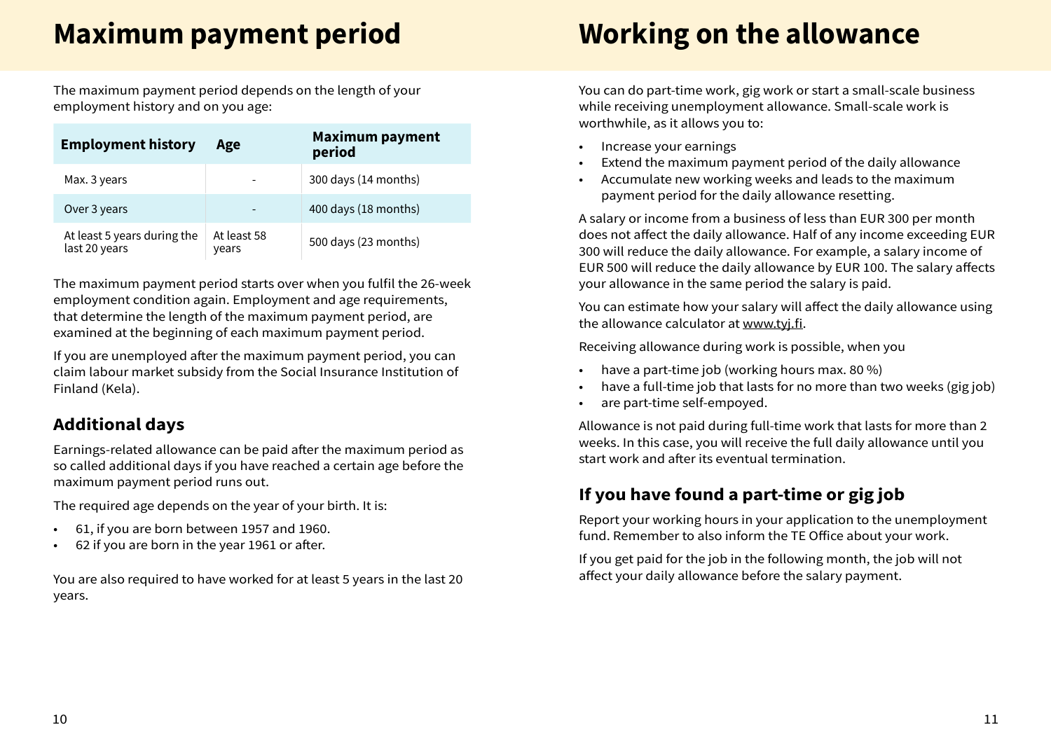# Maximum payment period

The maximum payment period depends on the length of your employment history and on you age:

| Employment history | Age | Maximum payment period |
|---|---|---|
| Max. 3 years | - | 300 days (14 months) |
| Over 3 years | - | 400 days (18 months) |
| At least 5 years during the last 20 years | At least 58 years | 500 days (23 months) |

The maximum payment period starts over when you fulfil the 26-week employment condition again. Employment and age requirements, that determine the length of the maximum payment period, are examined at the beginning of each maximum payment period.

If you are unemployed after the maximum payment period, you can claim labour market subsidy from the Social Insurance Institution of Finland (Kela).

## Additional days

Earnings-related allowance can be paid after the maximum period as so called additional days if you have reached a certain age before the maximum payment period runs out.

The required age depends on the year of your birth. It is:

- 61, if you are born between 1957 and 1960.
- 62 if you are born in the year 1961 or after.

You are also required to have worked for at least 5 years in the last 20 years.

# Working on the allowance

You can do part-time work, gig work or start a small-scale business while receiving unemployment allowance. Small-scale work is worthwhile, as it allows you to:

- Increase your earnings
- Extend the maximum payment period of the daily allowance
- Accumulate new working weeks and leads to the maximum payment period for the daily allowance resetting.

A salary or income from a business of less than EUR 300 per month does not affect the daily allowance. Half of any income exceeding EUR 300 will reduce the daily allowance. For example, a salary income of EUR 500 will reduce the daily allowance by EUR 100. The salary affects your allowance in the same period the salary is paid.

You can estimate how your salary will affect the daily allowance using the allowance calculator at www.tyj.fi.

Receiving allowance during work is possible, when you

- have a part-time job (working hours max. 80 %)
- have a full-time job that lasts for no more than two weeks (gig job)
- are part-time self-empoyed.

Allowance is not paid during full-time work that lasts for more than 2 weeks. In this case, you will receive the full daily allowance until you start work and after its eventual termination.

## If you have found a part-time or gig job

Report your working hours in your application to the unemployment fund. Remember to also inform the TE Office about your work.

If you get paid for the job in the following month, the job will not affect your daily allowance before the salary payment.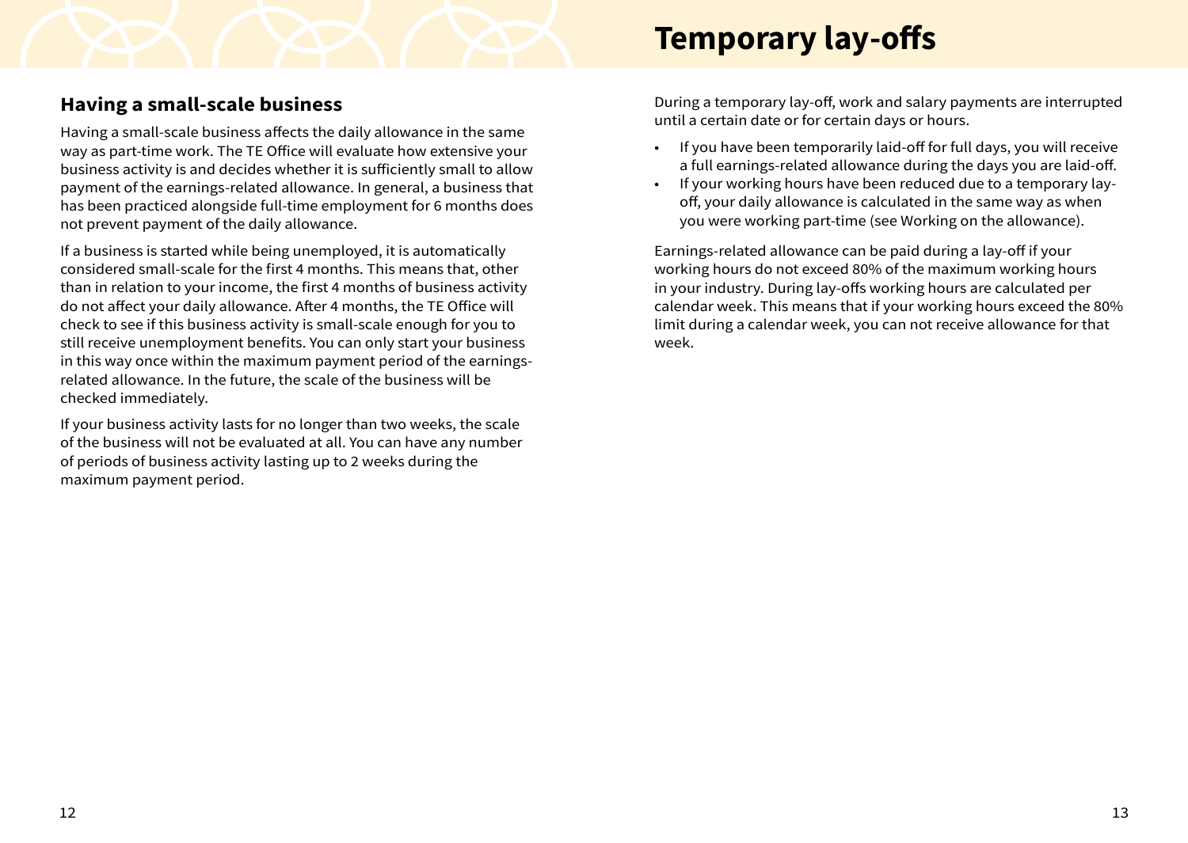## Having a small-scale business

Having a small-scale business affects the daily allowance in the same way as part-time work. The TE Office will evaluate how extensive your business activity is and decides whether it is sufficiently small to allow payment of the earnings-related allowance. In general, a business that has been practiced alongside full-time employment for 6 months does not prevent payment of the daily allowance.

If a business is started while being unemployed, it is automatically considered small-scale for the first 4 months. This means that, other than in relation to your income, the first 4 months of business activity do not affect your daily allowance. After 4 months, the TE Office will check to see if this business activity is small-scale enough for you to still receive unemployment benefits. You can only start your business in this way once within the maximum payment period of the earnings-related allowance. In the future, the scale of the business will be checked immediately.

If your business activity lasts for no longer than two weeks, the scale of the business will not be evaluated at all. You can have any number of periods of business activity lasting up to 2 weeks during the maximum payment period.

# Temporary lay-offs

During a temporary lay-off, work and salary payments are interrupted until a certain date or for certain days or hours.

- If you have been temporarily laid-off for full days, you will receive a full earnings-related allowance during the days you are laid-off.
- If your working hours have been reduced due to a temporary lay-off, your daily allowance is calculated in the same way as when you were working part-time (see Working on the allowance).

Earnings-related allowance can be paid during a lay-off if your working hours do not exceed 80% of the maximum working hours in your industry. During lay-offs working hours are calculated per calendar week. This means that if your working hours exceed the 80% limit during a calendar week, you can not receive allowance for that week.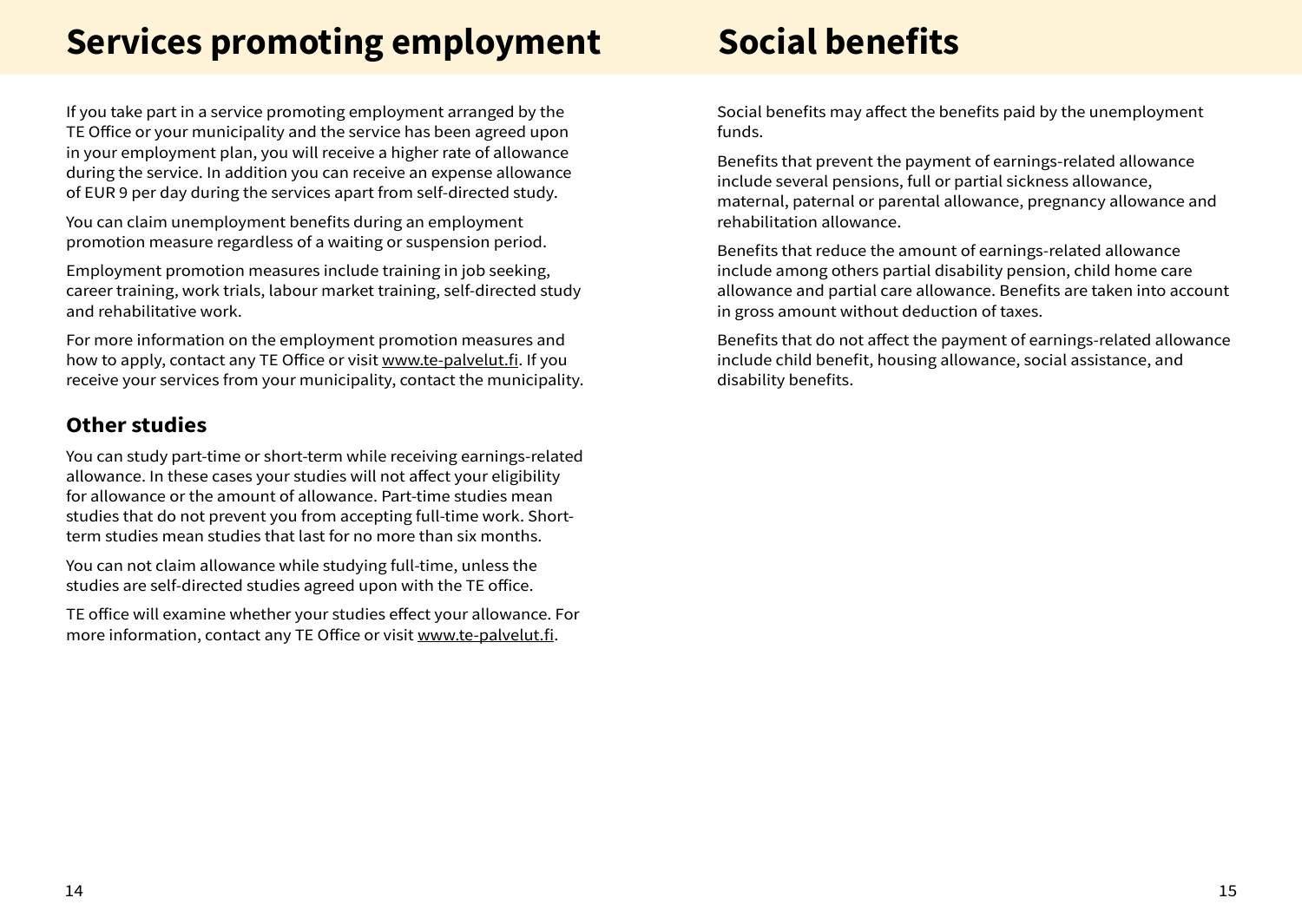# Services promoting employment

If you take part in a service promoting employment arranged by the TE Office or your municipality and the service has been agreed upon in your employment plan, you will receive a higher rate of allowance during the service. In addition you can receive an expense allowance of EUR 9 per day during the services apart from self-directed study.

You can claim unemployment benefits during an employment promotion measure regardless of a waiting or suspension period.

Employment promotion measures include training in job seeking, career training, work trials, labour market training, self-directed study and rehabilitative work.

For more information on the employment promotion measures and how to apply, contact any TE Office or visit www.te-palvelut.fi. If you receive your services from your municipality, contact the municipality.

## Other studies

You can study part-time or short-term while receiving earnings-related allowance. In these cases your studies will not affect your eligibility for allowance or the amount of allowance. Part-time studies mean studies that do not prevent you from accepting full-time work. Short-term studies mean studies that last for no more than six months.

You can not claim allowance while studying full-time, unless the studies are self-directed studies agreed upon with the TE office.

TE office will examine whether your studies effect your allowance. For more information, contact any TE Office or visit www.te-palvelut.fi.

# Social benefits

Social benefits may affect the benefits paid by the unemployment funds.

Benefits that prevent the payment of earnings-related allowance include several pensions, full or partial sickness allowance, maternal, paternal or parental allowance, pregnancy allowance and rehabilitation allowance.

Benefits that reduce the amount of earnings-related allowance include among others partial disability pension, child home care allowance and partial care allowance. Benefits are taken into account in gross amount without deduction of taxes.

Benefits that do not affect the payment of earnings-related allowance include child benefit, housing allowance, social assistance, and disability benefits.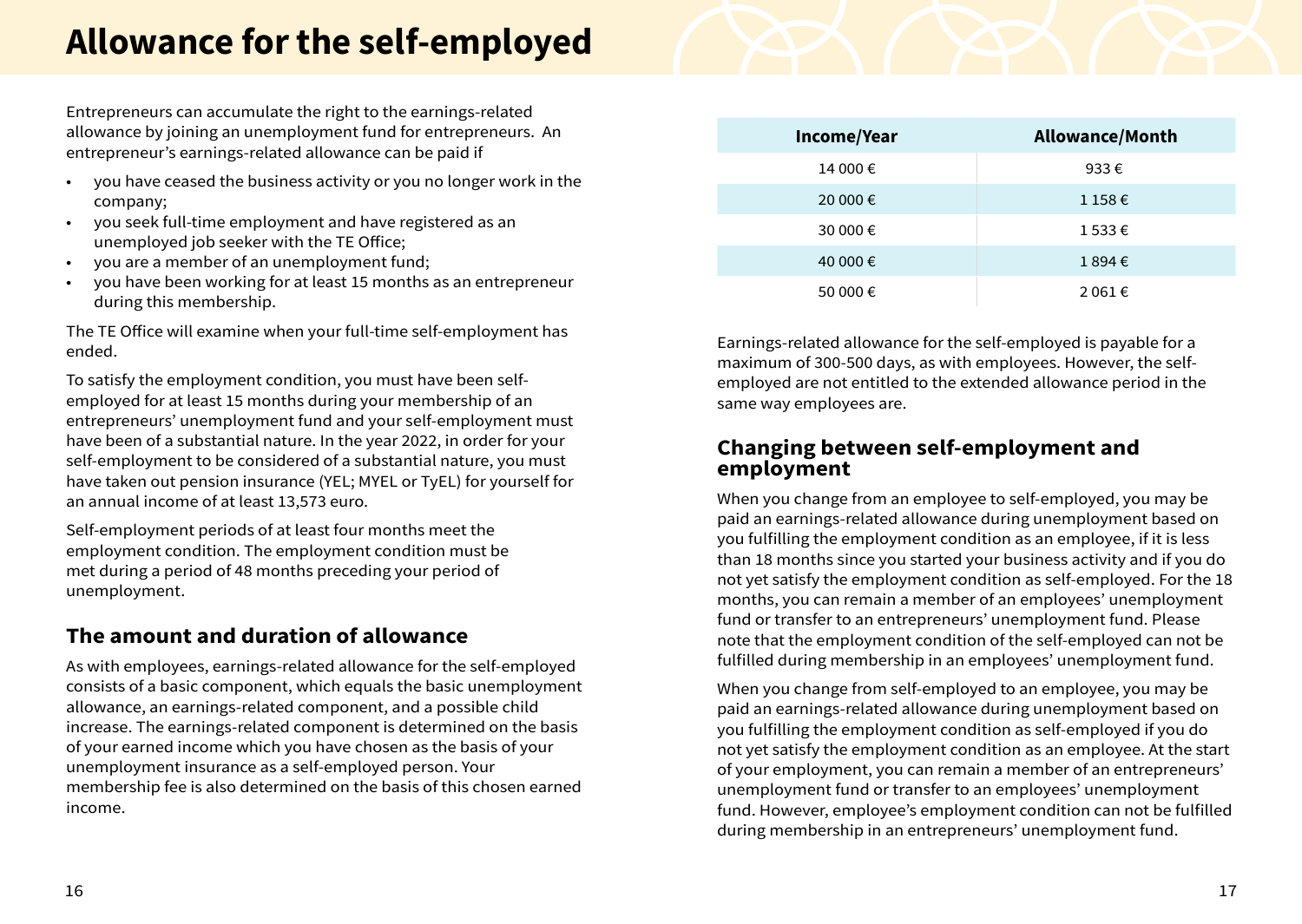# Allowance for the self-employed

Entrepreneurs can accumulate the right to the earnings-related allowance by joining an unemployment fund for entrepreneurs. An entrepreneur's earnings-related allowance can be paid if

- you have ceased the business activity or you no longer work in the company;
- you seek full-time employment and have registered as an unemployed job seeker with the TE Office;
- you are a member of an unemployment fund;
- you have been working for at least 15 months as an entrepreneur during this membership.

The TE Office will examine when your full-time self-employment has ended.

To satisfy the employment condition, you must have been self-employed for at least 15 months during your membership of an entrepreneurs' unemployment fund and your self-employment must have been of a substantial nature. In the year 2022, in order for your self-employment to be considered of a substantial nature, you must have taken out pension insurance (YEL; MYEL or TyEL) for yourself for an annual income of at least 13,573 euro.

Self-employment periods of at least four months meet the employment condition. The employment condition must be met during a period of 48 months preceding your period of unemployment.

## The amount and duration of allowance

As with employees, earnings-related allowance for the self-employed consists of a basic component, which equals the basic unemployment allowance, an earnings-related component, and a possible child increase. The earnings-related component is determined on the basis of your earned income which you have chosen as the basis of your unemployment insurance as a self-employed person. Your membership fee is also determined on the basis of this chosen earned income.

| Income/Year | Allowance/Month |
|---|---|
| 14 000 € | 933 € |
| 20 000 € | 1 158 € |
| 30 000 € | 1 533 € |
| 40 000 € | 1 894 € |
| 50 000 € | 2 061 € |

Earnings-related allowance for the self-employed is payable for a maximum of 300-500 days, as with employees. However, the self-employed are not entitled to the extended allowance period in the same way employees are.

## Changing between self-employment and employment

When you change from an employee to self-employed, you may be paid an earnings-related allowance during unemployment based on you fulfilling the employment condition as an employee, if it is less than 18 months since you started your business activity and if you do not yet satisfy the employment condition as self-employed. For the 18 months, you can remain a member of an employees' unemployment fund or transfer to an entrepreneurs' unemployment fund. Please note that the employment condition of the self-employed can not be fulfilled during membership in an employees' unemployment fund.

When you change from self-employed to an employee, you may be paid an earnings-related allowance during unemployment based on you fulfilling the employment condition as self-employed if you do not yet satisfy the employment condition as an employee. At the start of your employment, you can remain a member of an entrepreneurs' unemployment fund or transfer to an employees' unemployment fund. However, employee's employment condition can not be fulfilled during membership in an entrepreneurs' unemployment fund.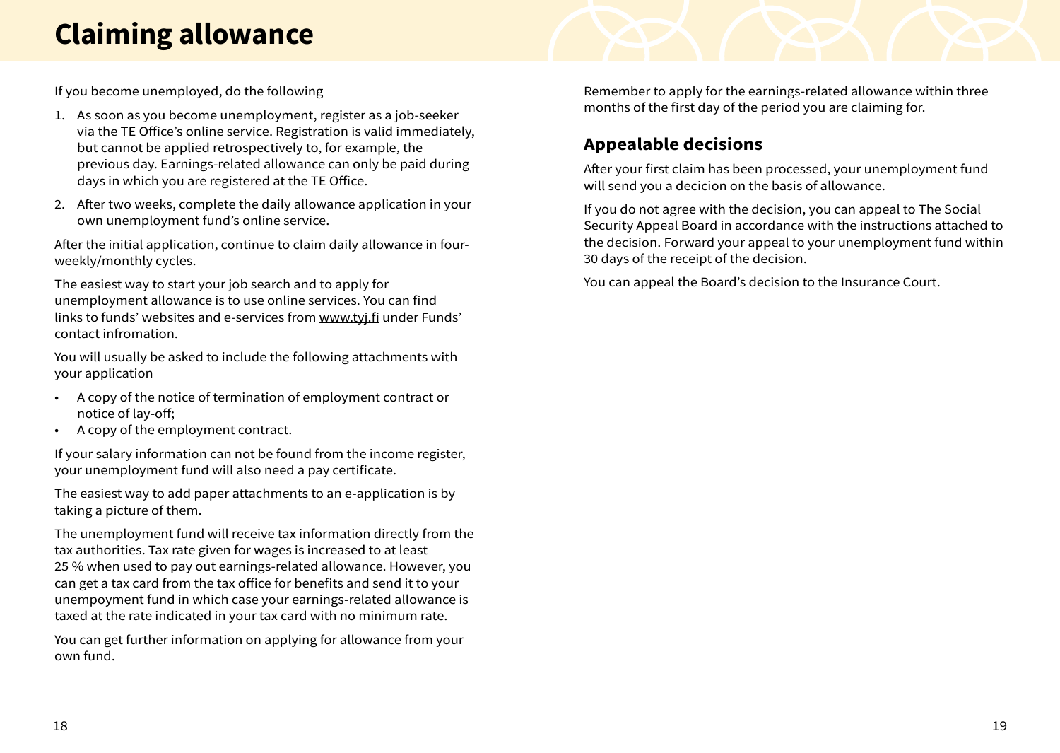# Claiming allowance

If you become unemployed, do the following

1. As soon as you become unemployment, register as a job-seeker via the TE Office's online service. Registration is valid immediately, but cannot be applied retrospectively to, for example, the previous day. Earnings-related allowance can only be paid during days in which you are registered at the TE Office.
2. After two weeks, complete the daily allowance application in your own unemployment fund's online service.

After the initial application, continue to claim daily allowance in four-weekly/monthly cycles.

The easiest way to start your job search and to apply for unemployment allowance is to use online services. You can find links to funds' websites and e-services from www.tyj.fi under Funds' contact infromation.

You will usually be asked to include the following attachments with your application

- A copy of the notice of termination of employment contract or notice of lay-off;
- A copy of the employment contract.

If your salary information can not be found from the income register, your unemployment fund will also need a pay certificate.

The easiest way to add paper attachments to an e-application is by taking a picture of them.

The unemployment fund will receive tax information directly from the tax authorities. Tax rate given for wages is increased to at least 25 % when used to pay out earnings-related allowance. However, you can get a tax card from the tax office for benefits and send it to your unempoyment fund in which case your earnings-related allowance is taxed at the rate indicated in your tax card with no minimum rate.

You can get further information on applying for allowance from your own fund.

Remember to apply for the earnings-related allowance within three months of the first day of the period you are claiming for.

## Appealable decisions

After your first claim has been processed, your unemployment fund will send you a decicion on the basis of allowance.

If you do not agree with the decision, you can appeal to The Social Security Appeal Board in accordance with the instructions attached to the decision. Forward your appeal to your unemployment fund within 30 days of the receipt of the decision.

You can appeal the Board's decision to the Insurance Court.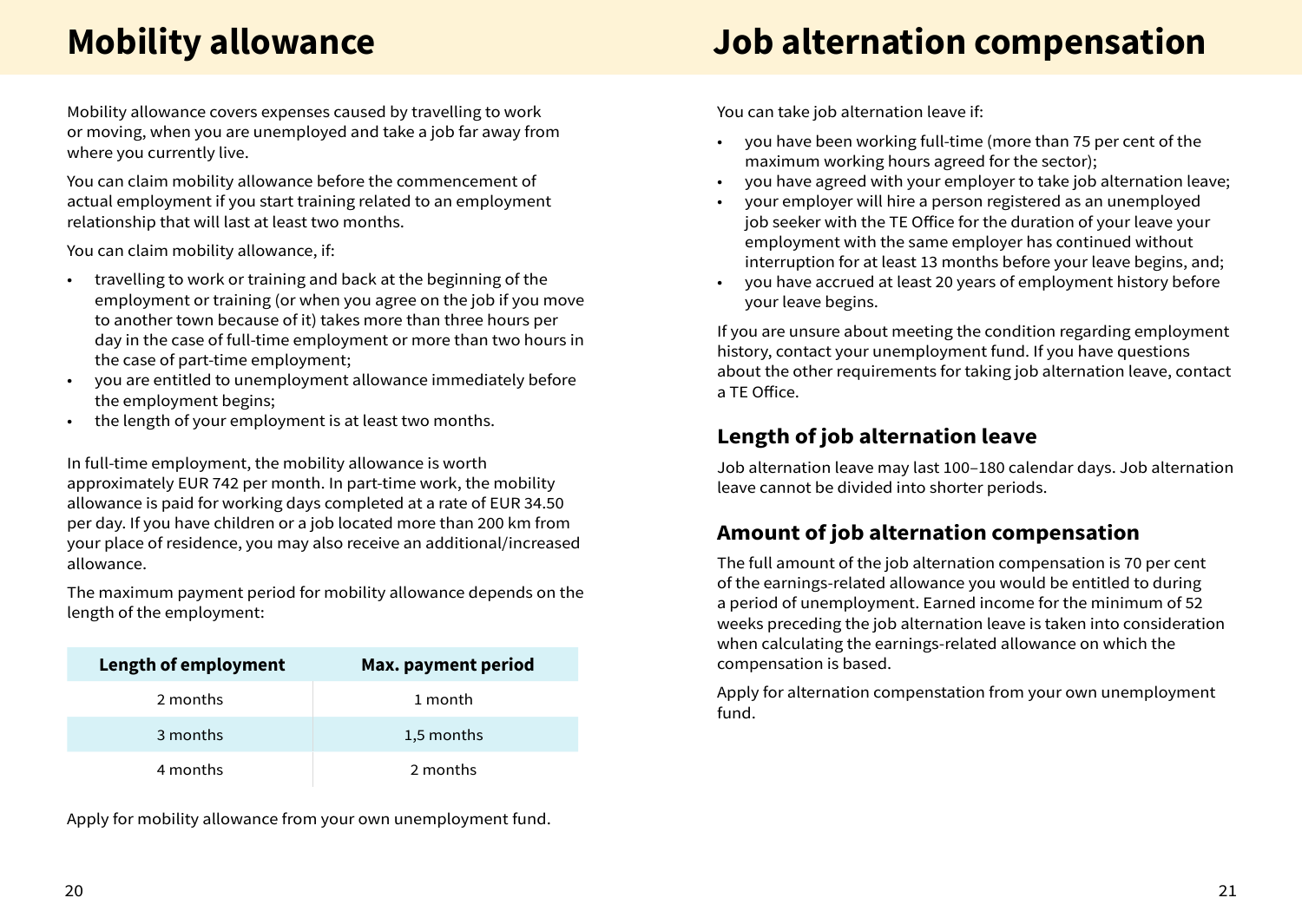# Mobility allowance

Mobility allowance covers expenses caused by travelling to work or moving, when you are unemployed and take a job far away from where you currently live.

You can claim mobility allowance before the commencement of actual employment if you start training related to an employment relationship that will last at least two months.

You can claim mobility allowance, if:

- travelling to work or training and back at the beginning of the employment or training (or when you agree on the job if you move to another town because of it) takes more than three hours per day in the case of full-time employment or more than two hours in the case of part-time employment;
- you are entitled to unemployment allowance immediately before the employment begins;
- the length of your employment is at least two months.

In full-time employment, the mobility allowance is worth approximately EUR 742 per month. In part-time work, the mobility allowance is paid for working days completed at a rate of EUR 34.50 per day. If you have children or a job located more than 200 km from your place of residence, you may also receive an additional/increased allowance.

The maximum payment period for mobility allowance depends on the length of the employment:

| Length of employment | Max. payment period |
| --- | --- |
| 2 months | 1 month |
| 3 months | 1,5 months |
| 4 months | 2 months |

Apply for mobility allowance from your own unemployment fund.

# Job alternation compensation

You can take job alternation leave if:

- you have been working full-time (more than 75 per cent of the maximum working hours agreed for the sector);
- you have agreed with your employer to take job alternation leave;
- your employer will hire a person registered as an unemployed job seeker with the TE Office for the duration of your leave your employment with the same employer has continued without interruption for at least 13 months before your leave begins, and;
- you have accrued at least 20 years of employment history before your leave begins.

If you are unsure about meeting the condition regarding employment history, contact your unemployment fund. If you have questions about the other requirements for taking job alternation leave, contact a TE Office.

## Length of job alternation leave

Job alternation leave may last 100–180 calendar days. Job alternation leave cannot be divided into shorter periods.

## Amount of job alternation compensation

The full amount of the job alternation compensation is 70 per cent of the earnings-related allowance you would be entitled to during a period of unemployment. Earned income for the minimum of 52 weeks preceding the job alternation leave is taken into consideration when calculating the earnings-related allowance on which the compensation is based.

Apply for alternation compenstation from your own unemployment fund.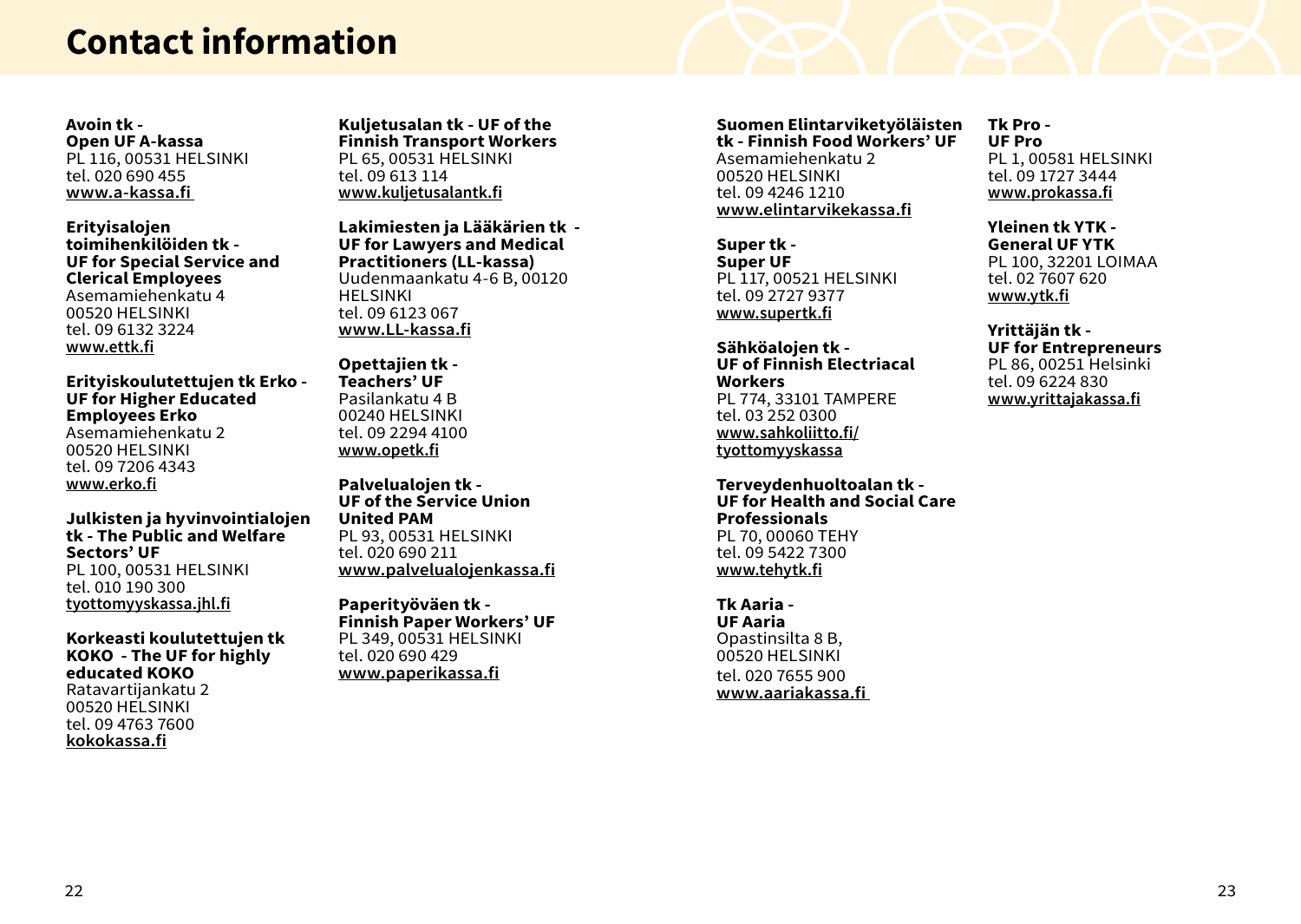# Contact information

**Avoin tk - Open UF A-kassa**
PL 116, 00531 HELSINKI
tel. 020 690 455
www.a-kassa.fi

**Erityisalojen toimihenkilöiden tk - UF for Special Service and Clerical Employees**
Asemamiehenkatu 4
00520 HELSINKI
tel. 09 6132 3224
www.ettk.fi

**Erityiskoulutettujen tk Erko - UF for Higher Educated Employees Erko**
Asemamiehenkatu 2
00520 HELSINKI
tel. 09 7206 4343
www.erko.fi

**Julkisten ja hyvinvointialojen tk - The Public and Welfare Sectors' UF**
PL 100, 00531 HELSINKI
tel. 010 190 300
tyottomyyskassa.jhl.fi

**Korkeasti koulutettujen tk KOKO - The UF for highly educated KOKO**
Ratavartijankatu 2
00520 HELSINKI
tel. 09 4763 7600
kokokassa.fi

**Kuljetusalan tk - UF of the Finnish Transport Workers**
PL 65, 00531 HELSINKI
tel. 09 613 114
www.kuljetusalantk.fi

**Lakimiesten ja Lääkärien tk - UF for Lawyers and Medical Practitioners (LL-kassa)**
Uudenmaankatu 4-6 B, 00120 HELSINKI
tel. 09 6123 067
www.LL-kassa.fi

**Opettajien tk - Teachers' UF**
Pasilankatu 4 B
00240 HELSINKI
tel. 09 2294 4100
www.opetk.fi

**Palvelualojen tk - UF of the Service Union United PAM**
PL 93, 00531 HELSINKI
tel. 020 690 211
www.palvelualojenkassa.fi

**Paperityöväen tk - Finnish Paper Workers' UF**
PL 349, 00531 HELSINKI
tel. 020 690 429
www.paperikassa.fi

**Suomen Elintarviketyöläisten tk - Finnish Food Workers' UF**
Asemamiehenkatu 2
00520 HELSINKI
tel. 09 4246 1210
www.elintarvikekassa.fi

**Super tk - Super UF**
PL 117, 00521 HELSINKI
tel. 09 2727 9377
www.supertk.fi

**Sähköalojen tk - UF of Finnish Electriacal Workers**
PL 774, 33101 TAMPERE
tel. 03 252 0300
www.sahkoliitto.fi/tyottomyyskassa

**Terveydenhuoltoalan tk - UF for Health and Social Care Professionals**
PL 70, 00060 TEHY
tel. 09 5422 7300
www.tehytk.fi

**Tk Aaria - UF Aaria**
Opastinsilta 8 B,
00520 HELSINKI
tel. 020 7655 900
www.aariakassa.fi

**Tk Pro - UF Pro**
PL 1, 00581 HELSINKI
tel. 09 1727 3444
www.prokassa.fi

**Yleinen tk YTK - General UF YTK**
PL 100, 32201 LOIMAA
tel. 02 7607 620
www.ytk.fi

**Yrittäjän tk - UF for Entrepreneurs**
PL 86, 00251 Helsinki
tel. 09 6224 830
www.yrittajakassa.fi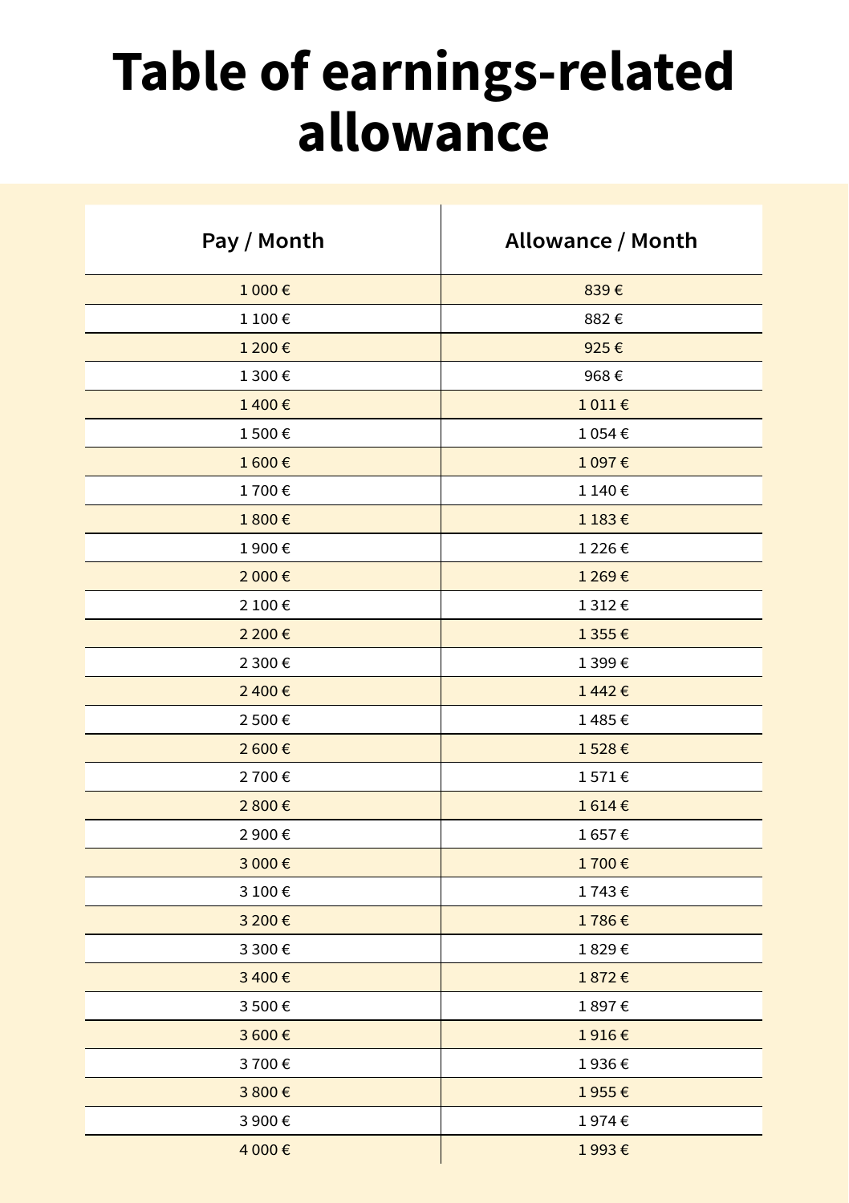# Table of earnings-related allowance

| Pay / Month | Allowance / Month |
|---|---|
| 1 000 € | 839 € |
| 1 100 € | 882 € |
| 1 200 € | 925 € |
| 1 300 € | 968 € |
| 1 400 € | 1 011 € |
| 1 500 € | 1 054 € |
| 1 600 € | 1 097 € |
| 1 700 € | 1 140 € |
| 1 800 € | 1 183 € |
| 1 900 € | 1 226 € |
| 2 000 € | 1 269 € |
| 2 100 € | 1 312 € |
| 2 200 € | 1 355 € |
| 2 300 € | 1 399 € |
| 2 400 € | 1 442 € |
| 2 500 € | 1 485 € |
| 2 600 € | 1 528 € |
| 2 700 € | 1 571 € |
| 2 800 € | 1 614 € |
| 2 900 € | 1 657 € |
| 3 000 € | 1 700 € |
| 3 100 € | 1 743 € |
| 3 200 € | 1 786 € |
| 3 300 € | 1 829 € |
| 3 400 € | 1 872 € |
| 3 500 € | 1 897 € |
| 3 600 € | 1 916 € |
| 3 700 € | 1 936 € |
| 3 800 € | 1 955 € |
| 3 900 € | 1 974 € |
| 4 000 € | 1 993 € |